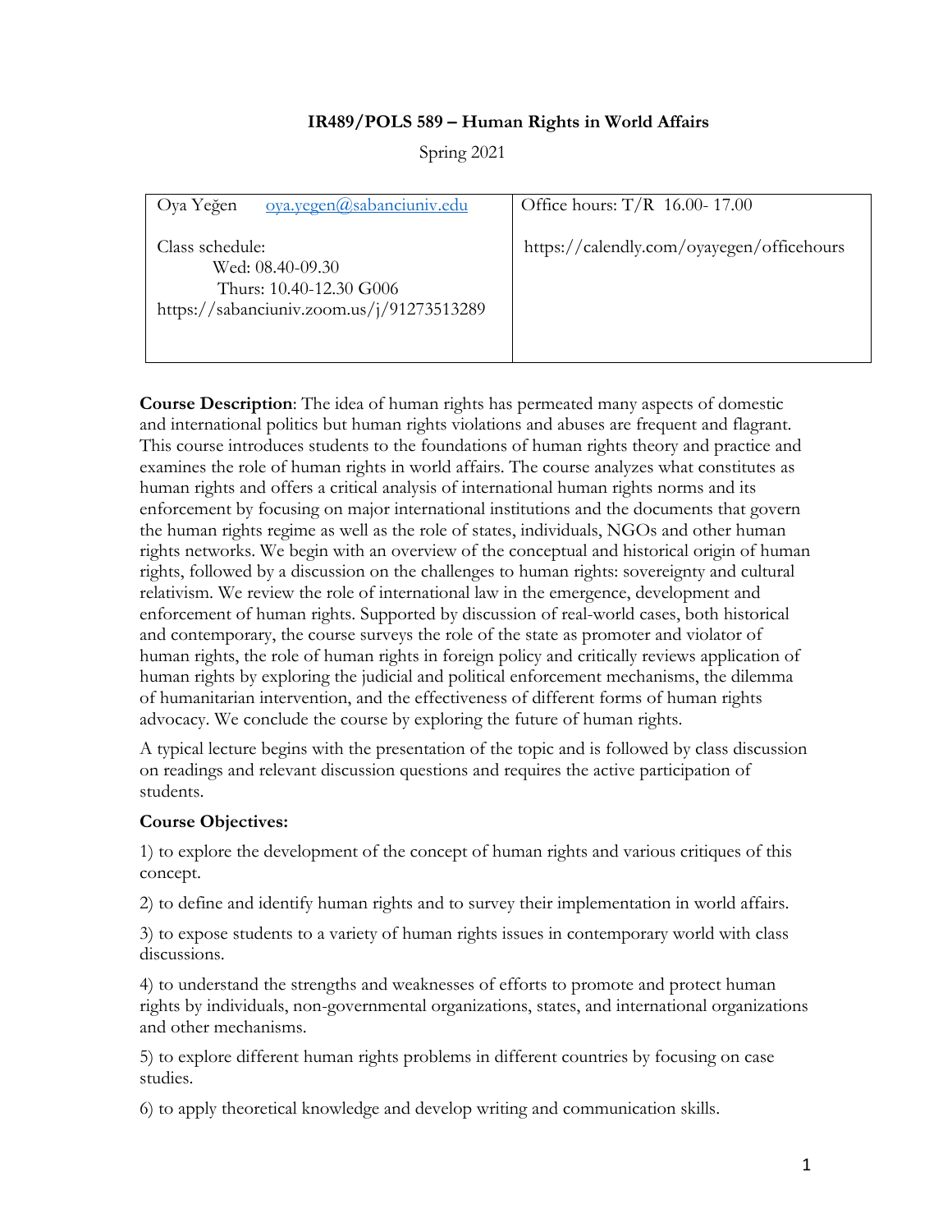# IR489/POLS 589 – Human Rights in World Affairs

Spring 2021

| Oya Yeğen [oya.yegen@sabanciuniv.edu](mailto:oya.yegen@sabanciuniv.edu)<br><br>Class schedule:<br>Wed: 08.40-09.30<br>Thurs: 10.40-12.30 G006<br>https://sabanciuniv.zoom.us/j/91273513289 | Office hours: T/R 16.00- 17.00<br><br>https://calendly.com/oyayegen/officehours |
|---|---|

**Course Description**: The idea of human rights has permeated many aspects of domestic and international politics but human rights violations and abuses are frequent and flagrant. This course introduces students to the foundations of human rights theory and practice and examines the role of human rights in world affairs. The course analyzes what constitutes as human rights and offers a critical analysis of international human rights norms and its enforcement by focusing on major international institutions and the documents that govern the human rights regime as well as the role of states, individuals, NGOs and other human rights networks. We begin with an overview of the conceptual and historical origin of human rights, followed by a discussion on the challenges to human rights: sovereignty and cultural relativism. We review the role of international law in the emergence, development and enforcement of human rights. Supported by discussion of real-world cases, both historical and contemporary, the course surveys the role of the state as promoter and violator of human rights, the role of human rights in foreign policy and critically reviews application of human rights by exploring the judicial and political enforcement mechanisms, the dilemma of humanitarian intervention, and the effectiveness of different forms of human rights advocacy. We conclude the course by exploring the future of human rights.

A typical lecture begins with the presentation of the topic and is followed by class discussion on readings and relevant discussion questions and requires the active participation of students.

**Course Objectives:**

1) to explore the development of the concept of human rights and various critiques of this concept.

2) to define and identify human rights and to survey their implementation in world affairs.

3) to expose students to a variety of human rights issues in contemporary world with class discussions.

4) to understand the strengths and weaknesses of efforts to promote and protect human rights by individuals, non-governmental organizations, states, and international organizations and other mechanisms.

5) to explore different human rights problems in different countries by focusing on case studies.

6) to apply theoretical knowledge and develop writing and communication skills.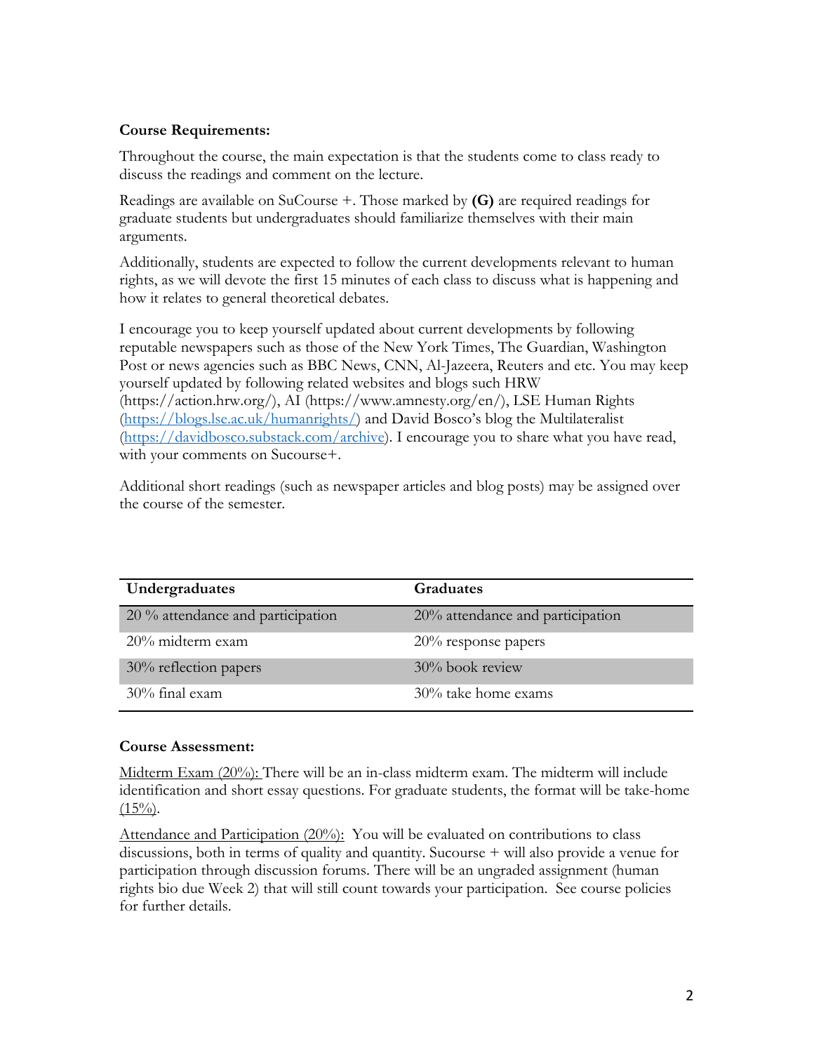**Course Requirements:**

Throughout the course, the main expectation is that the students come to class ready to discuss the readings and comment on the lecture.

Readings are available on SuCourse +. Those marked by **(G)** are required readings for graduate students but undergraduates should familiarize themselves with their main arguments.

Additionally, students are expected to follow the current developments relevant to human rights, as we will devote the first 15 minutes of each class to discuss what is happening and how it relates to general theoretical debates.

I encourage you to keep yourself updated about current developments by following reputable newspapers such as those of the New York Times, The Guardian, Washington Post or news agencies such as BBC News, CNN, Al-Jazeera, Reuters and etc. You may keep yourself updated by following related websites and blogs such HRW (https://action.hrw.org/), AI (https://www.amnesty.org/en/), LSE Human Rights (https://blogs.lse.ac.uk/humanrights/) and David Bosco's blog the Multilateralist (https://davidbosco.substack.com/archive). I encourage you to share what you have read, with your comments on Sucourse+.

Additional short readings (such as newspaper articles and blog posts) may be assigned over the course of the semester.

| Undergraduates | Graduates |
|---|---|
| 20 % attendance and participation | 20% attendance and participation |
| 20% midterm exam | 20% response papers |
| 30% reflection papers | 30% book review |
| 30% final exam | 30% take home exams |

**Course Assessment:**

Midterm Exam (20%): There will be an in-class midterm exam. The midterm will include identification and short essay questions. For graduate students, the format will be take-home (15%).

Attendance and Participation (20%): You will be evaluated on contributions to class discussions, both in terms of quality and quantity. Sucourse + will also provide a venue for participation through discussion forums. There will be an ungraded assignment (human rights bio due Week 2) that will still count towards your participation. See course policies for further details.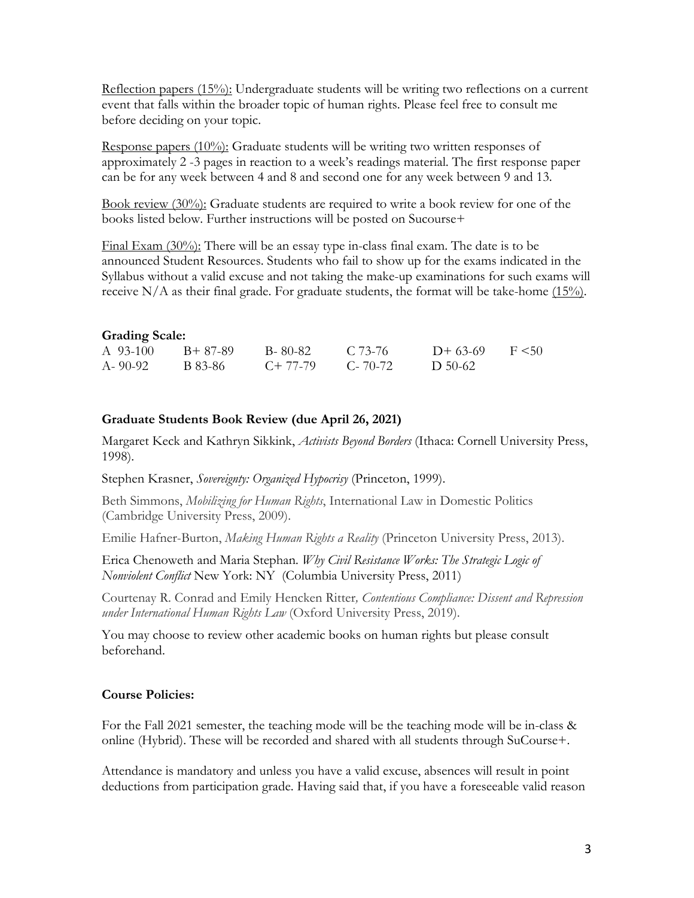<u>Reflection papers (15%):</u> Undergraduate students will be writing two reflections on a current event that falls within the broader topic of human rights. Please feel free to consult me before deciding on your topic.

<u>Response papers (10%):</u> Graduate students will be writing two written responses of approximately 2 -3 pages in reaction to a week's readings material. The first response paper can be for any week between 4 and 8 and second one for any week between 9 and 13.

<u>Book review (30%):</u> Graduate students are required to write a book review for one of the books listed below. Further instructions will be posted on Sucourse+

<u>Final Exam (30%):</u> There will be an essay type in-class final exam. The date is to be announced Student Resources. Students who fail to show up for the exams indicated in the Syllabus without a valid excuse and not taking the make-up examinations for such exams will receive N/A as their final grade. For graduate students, the format will be take-home <u>(15%)</u>.

**Grading Scale:**

| | | | | | |
|---|---|---|---|---|---|
| A 93-100 | B+ 87-89 | B- 80-82 | C 73-76 | D+ 63-69 | F <50 |
| A- 90-92 | B 83-86 | C+ 77-79 | C- 70-72 | D 50-62 | |

**Graduate Students Book Review (due April 26, 2021)**

Margaret Keck and Kathryn Sikkink, *Activists Beyond Borders* (Ithaca: Cornell University Press, 1998).

Stephen Krasner, *Sovereignty: Organized Hypocrisy* (Princeton, 1999).

Beth Simmons, *Mobilizing for Human Rights*, International Law in Domestic Politics (Cambridge University Press, 2009).

Emilie Hafner-Burton, *Making Human Rights a Reality* (Princeton University Press, 2013).

Erica Chenoweth and Maria Stephan. *Why Civil Resistance Works: The Strategic Logic of Nonviolent Conflict* New York: NY (Columbia University Press, 2011)

Courtenay R. Conrad and Emily Hencken Ritter*, Contentious Compliance: Dissent and Repression under International Human Rights Law* (Oxford University Press, 2019).

You may choose to review other academic books on human rights but please consult beforehand.

**Course Policies:**

For the Fall 2021 semester, the teaching mode will be the teaching mode will be in-class & online (Hybrid). These will be recorded and shared with all students through SuCourse+.

Attendance is mandatory and unless you have a valid excuse, absences will result in point deductions from participation grade. Having said that, if you have a foreseeable valid reason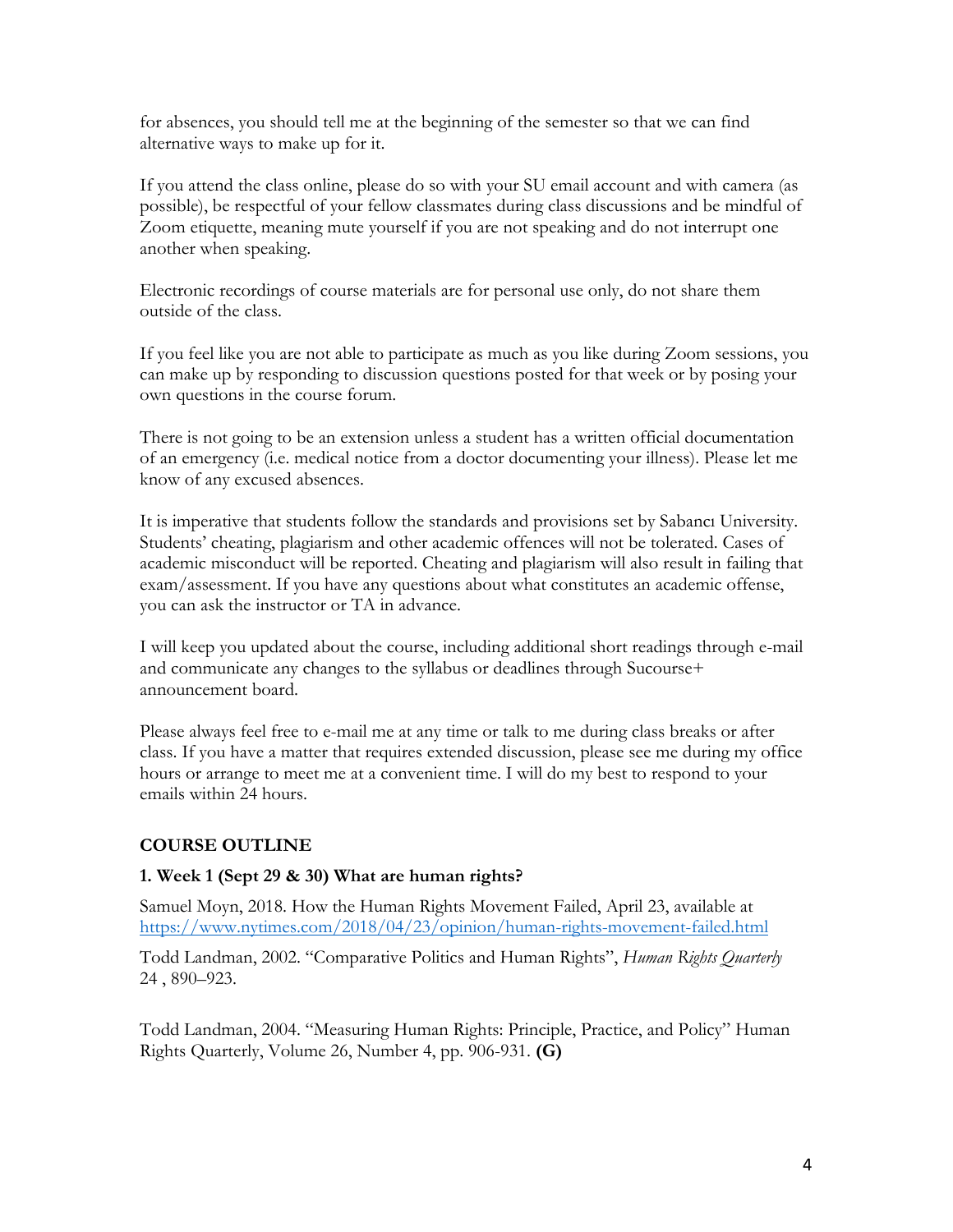for absences, you should tell me at the beginning of the semester so that we can find alternative ways to make up for it.

If you attend the class online, please do so with your SU email account and with camera (as possible), be respectful of your fellow classmates during class discussions and be mindful of Zoom etiquette, meaning mute yourself if you are not speaking and do not interrupt one another when speaking.

Electronic recordings of course materials are for personal use only, do not share them outside of the class.

If you feel like you are not able to participate as much as you like during Zoom sessions, you can make up by responding to discussion questions posted for that week or by posing your own questions in the course forum.

There is not going to be an extension unless a student has a written official documentation of an emergency (i.e. medical notice from a doctor documenting your illness). Please let me know of any excused absences.

It is imperative that students follow the standards and provisions set by Sabancı University. Students' cheating, plagiarism and other academic offences will not be tolerated. Cases of academic misconduct will be reported. Cheating and plagiarism will also result in failing that exam/assessment. If you have any questions about what constitutes an academic offense, you can ask the instructor or TA in advance.

I will keep you updated about the course, including additional short readings through e-mail and communicate any changes to the syllabus or deadlines through Sucourse+ announcement board.

Please always feel free to e-mail me at any time or talk to me during class breaks or after class. If you have a matter that requires extended discussion, please see me during my office hours or arrange to meet me at a convenient time. I will do my best to respond to your emails within 24 hours.

## COURSE OUTLINE

### 1. Week 1 (Sept 29 & 30) What are human rights?

Samuel Moyn, 2018. How the Human Rights Movement Failed, April 23, available at https://www.nytimes.com/2018/04/23/opinion/human-rights-movement-failed.html

Todd Landman, 2002. "Comparative Politics and Human Rights", *Human Rights Quarterly* 24 , 890–923.

Todd Landman, 2004. "Measuring Human Rights: Principle, Practice, and Policy" Human Rights Quarterly, Volume 26, Number 4, pp. 906-931. **(G)**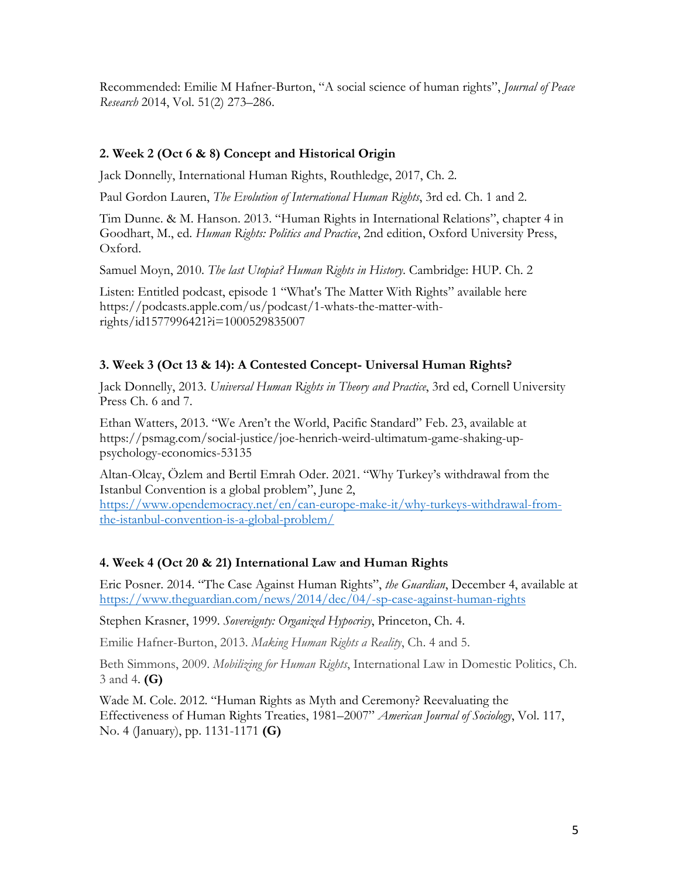Recommended: Emilie M Hafner-Burton, "A social science of human rights", *Journal of Peace Research* 2014, Vol. 51(2) 273–286.

### 2. Week 2 (Oct 6 & 8) Concept and Historical Origin

Jack Donnelly, International Human Rights, Routhledge, 2017, Ch. 2.

Paul Gordon Lauren, *The Evolution of International Human Rights*, 3rd ed. Ch. 1 and 2.

Tim Dunne. & M. Hanson. 2013. "Human Rights in International Relations", chapter 4 in Goodhart, M., ed. *Human Rights: Politics and Practice*, 2nd edition, Oxford University Press, Oxford.

Samuel Moyn, 2010. *The last Utopia? Human Rights in History*. Cambridge: HUP. Ch. 2

Listen: Entitled podcast, episode 1 "What's The Matter With Rights" available here https://podcasts.apple.com/us/podcast/1-whats-the-matter-with-rights/id1577996421?i=1000529835007

### 3. Week 3 (Oct 13 & 14): A Contested Concept- Universal Human Rights?

Jack Donnelly, 2013. *Universal Human Rights in Theory and Practice*, 3rd ed, Cornell University Press Ch. 6 and 7.

Ethan Watters, 2013. "We Aren't the World, Pacific Standard" Feb. 23, available at https://psmag.com/social-justice/joe-henrich-weird-ultimatum-game-shaking-up-psychology-economics-53135

Altan-Olcay, Özlem and Bertil Emrah Oder. 2021. "Why Turkey's withdrawal from the Istanbul Convention is a global problem", June 2, https://www.opendemocracy.net/en/can-europe-make-it/why-turkeys-withdrawal-from-the-istanbul-convention-is-a-global-problem/

### 4. Week 4 (Oct 20 & 21) International Law and Human Rights

Eric Posner. 2014. "The Case Against Human Rights", *the Guardian*, December 4, available at https://www.theguardian.com/news/2014/dec/04/-sp-case-against-human-rights

Stephen Krasner, 1999. *Sovereignty: Organized Hypocrisy*, Princeton, Ch. 4.

Emilie Hafner-Burton, 2013. *Making Human Rights a Reality*, Ch. 4 and 5.

Beth Simmons, 2009. *Mobilizing for Human Rights*, International Law in Domestic Politics, Ch. 3 and 4. **(G)**

Wade M. Cole. 2012. "Human Rights as Myth and Ceremony? Reevaluating the Effectiveness of Human Rights Treaties, 1981–2007" *American Journal of Sociology*, Vol. 117, No. 4 (January), pp. 1131-1171 **(G)**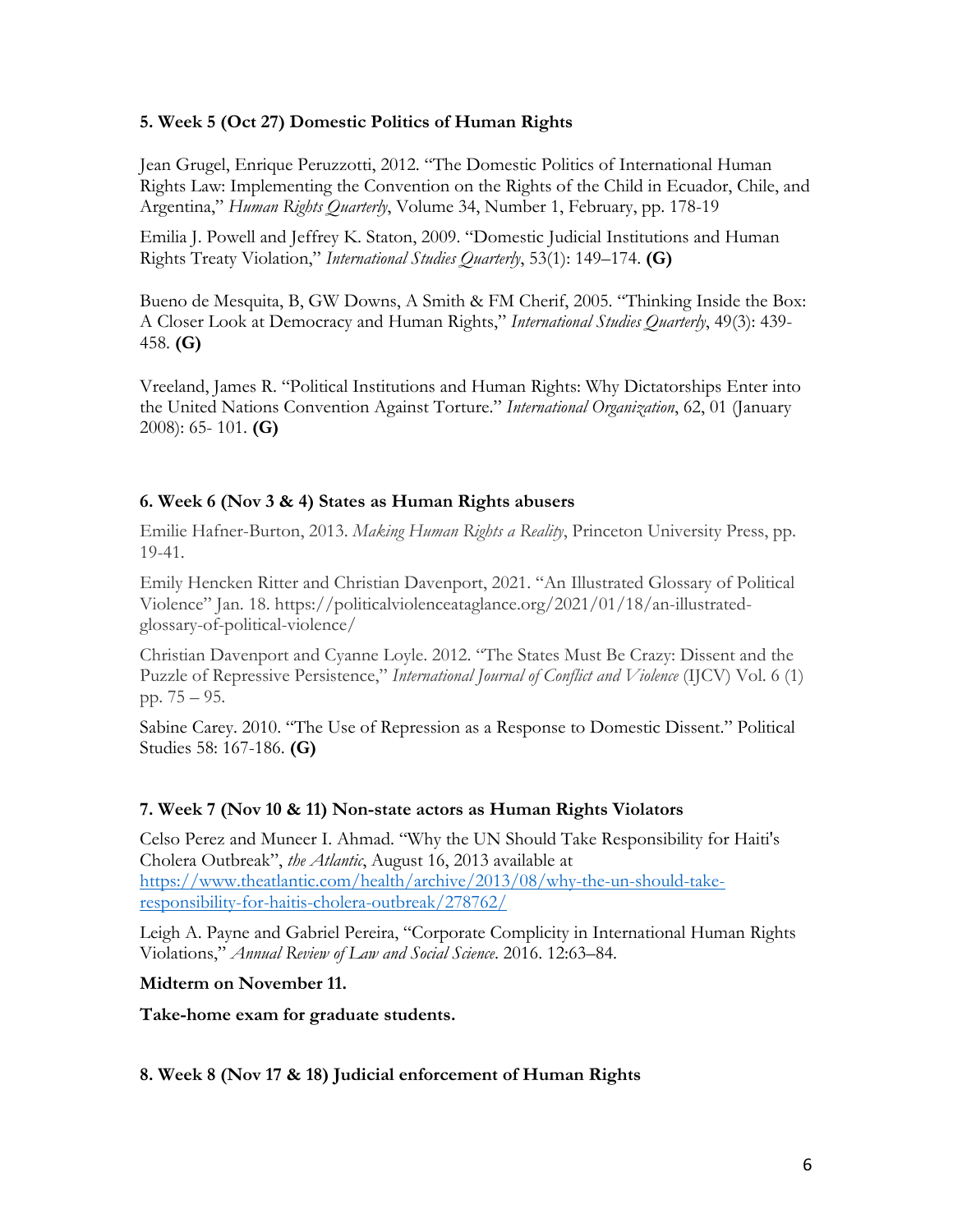**5. Week 5 (Oct 27) Domestic Politics of Human Rights**

Jean Grugel, Enrique Peruzzotti, 2012. "The Domestic Politics of International Human Rights Law: Implementing the Convention on the Rights of the Child in Ecuador, Chile, and Argentina," *Human Rights Quarterly*, Volume 34, Number 1, February, pp. 178-19

Emilia J. Powell and Jeffrey K. Staton, 2009. "Domestic Judicial Institutions and Human Rights Treaty Violation," *International Studies Quarterly*, 53(1): 149–174. **(G)**

Bueno de Mesquita, B, GW Downs, A Smith & FM Cherif, 2005. "Thinking Inside the Box: A Closer Look at Democracy and Human Rights," *International Studies Quarterly*, 49(3): 439-458. **(G)**

Vreeland, James R. "Political Institutions and Human Rights: Why Dictatorships Enter into the United Nations Convention Against Torture." *International Organization*, 62, 01 (January 2008): 65- 101. **(G)**

**6. Week 6 (Nov 3 & 4) States as Human Rights abusers**

Emilie Hafner-Burton, 2013. *Making Human Rights a Reality*, Princeton University Press, pp. 19-41.

Emily Hencken Ritter and Christian Davenport, 2021. "An Illustrated Glossary of Political Violence" Jan. 18. https://politicalviolenceataglance.org/2021/01/18/an-illustrated-glossary-of-political-violence/

Christian Davenport and Cyanne Loyle. 2012. "The States Must Be Crazy: Dissent and the Puzzle of Repressive Persistence," *International Journal of Conflict and Violence* (IJCV) Vol. 6 (1) pp. 75 – 95.

Sabine Carey. 2010. "The Use of Repression as a Response to Domestic Dissent." Political Studies 58: 167-186. **(G)**

**7. Week 7 (Nov 10 & 11) Non-state actors as Human Rights Violators**

Celso Perez and Muneer I. Ahmad. "Why the UN Should Take Responsibility for Haiti's Cholera Outbreak", *the Atlantic*, August 16, 2013 available at [https://www.theatlantic.com/health/archive/2013/08/why-the-un-should-take-responsibility-for-haitis-cholera-outbreak/278762/](https://www.theatlantic.com/health/archive/2013/08/why-the-un-should-take-responsibility-for-haitis-cholera-outbreak/278762/)

Leigh A. Payne and Gabriel Pereira, "Corporate Complicity in International Human Rights Violations," *Annual Review of Law and Social Science*. 2016. 12:63–84.

**Midterm on November 11.**

**Take-home exam for graduate students.**

**8. Week 8 (Nov 17 & 18) Judicial enforcement of Human Rights**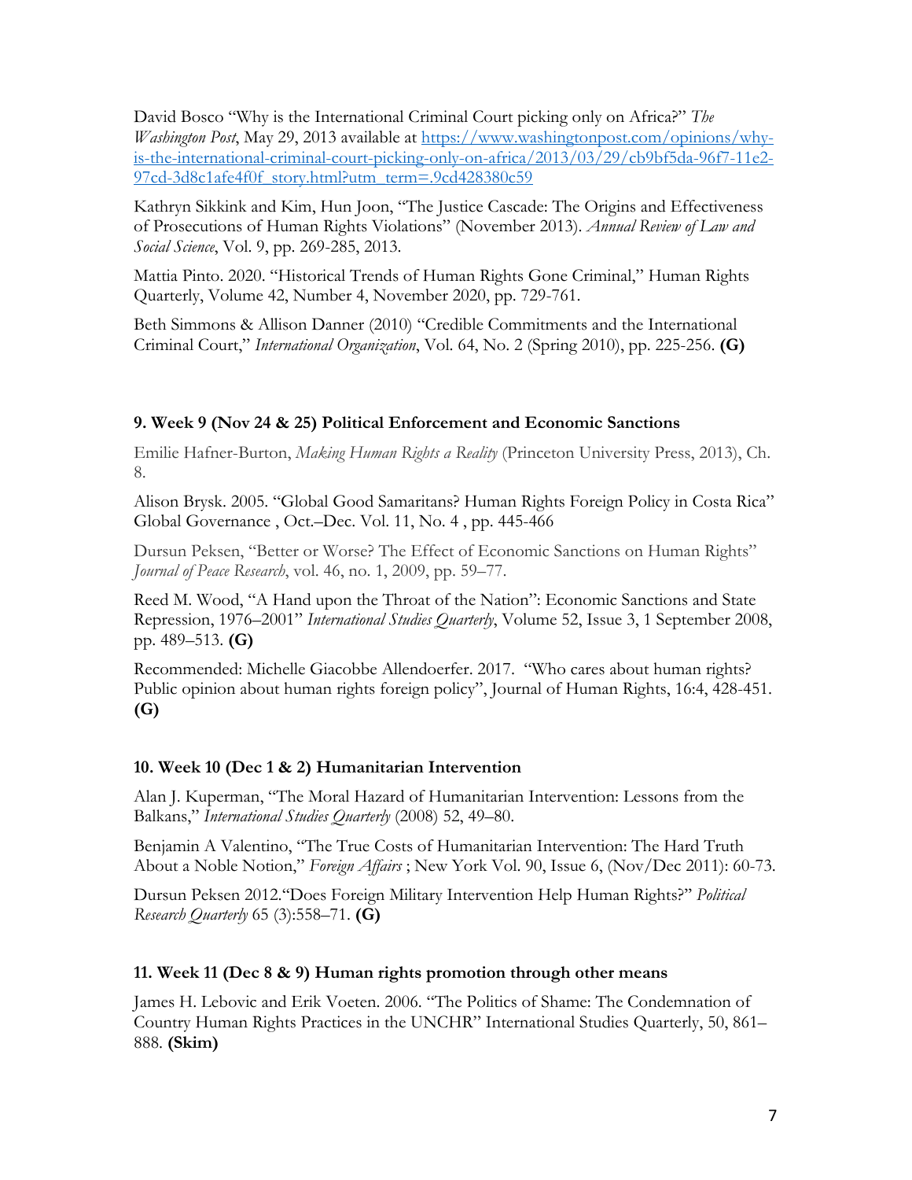David Bosco "Why is the International Criminal Court picking only on Africa?" *The Washington Post*, May 29, 2013 available at [https://www.washingtonpost.com/opinions/why-is-the-international-criminal-court-picking-only-on-africa/2013/03/29/cb9bf5da-96f7-11e2-97cd-3d8c1afe4f0f_story.html?utm_term=.9cd428380c59](https://www.washingtonpost.com/opinions/why-is-the-international-criminal-court-picking-only-on-africa/2013/03/29/cb9bf5da-96f7-11e2-97cd-3d8c1afe4f0f_story.html?utm_term=.9cd428380c59)

Kathryn Sikkink and Kim, Hun Joon, "The Justice Cascade: The Origins and Effectiveness of Prosecutions of Human Rights Violations" (November 2013). *Annual Review of Law and Social Science*, Vol. 9, pp. 269-285, 2013.

Mattia Pinto. 2020. "Historical Trends of Human Rights Gone Criminal," Human Rights Quarterly, Volume 42, Number 4, November 2020, pp. 729-761.

Beth Simmons & Allison Danner (2010) "Credible Commitments and the International Criminal Court," *International Organization*, Vol. 64, No. 2 (Spring 2010), pp. 225-256. **(G)**

### 9. Week 9 (Nov 24 & 25) Political Enforcement and Economic Sanctions

Emilie Hafner-Burton, *Making Human Rights a Reality* (Princeton University Press, 2013), Ch. 8.

Alison Brysk. 2005. "Global Good Samaritans? Human Rights Foreign Policy in Costa Rica" Global Governance , Oct.–Dec. Vol. 11, No. 4 , pp. 445-466

Dursun Peksen, "Better or Worse? The Effect of Economic Sanctions on Human Rights" *Journal of Peace Research*, vol. 46, no. 1, 2009, pp. 59–77.

Reed M. Wood, "A Hand upon the Throat of the Nation": Economic Sanctions and State Repression, 1976–2001" *International Studies Quarterly*, Volume 52, Issue 3, 1 September 2008, pp. 489–513. **(G)**

Recommended: Michelle Giacobbe Allendoerfer. 2017. "Who cares about human rights? Public opinion about human rights foreign policy", Journal of Human Rights, 16:4, 428-451. **(G)**

### 10. Week 10 (Dec 1 & 2) Humanitarian Intervention

Alan J. Kuperman, "The Moral Hazard of Humanitarian Intervention: Lessons from the Balkans," *International Studies Quarterly* (2008) 52, 49–80.

Benjamin A Valentino, "The True Costs of Humanitarian Intervention: The Hard Truth About a Noble Notion," *Foreign Affairs* ; New York Vol. 90, Issue 6, (Nov/Dec 2011): 60-73.

Dursun Peksen 2012."Does Foreign Military Intervention Help Human Rights?" *Political Research Quarterly* 65 (3):558–71. **(G)**

### 11. Week 11 (Dec 8 & 9) Human rights promotion through other means

James H. Lebovic and Erik Voeten. 2006. "The Politics of Shame: The Condemnation of Country Human Rights Practices in the UNCHR" International Studies Quarterly, 50, 861–888. **(Skim)**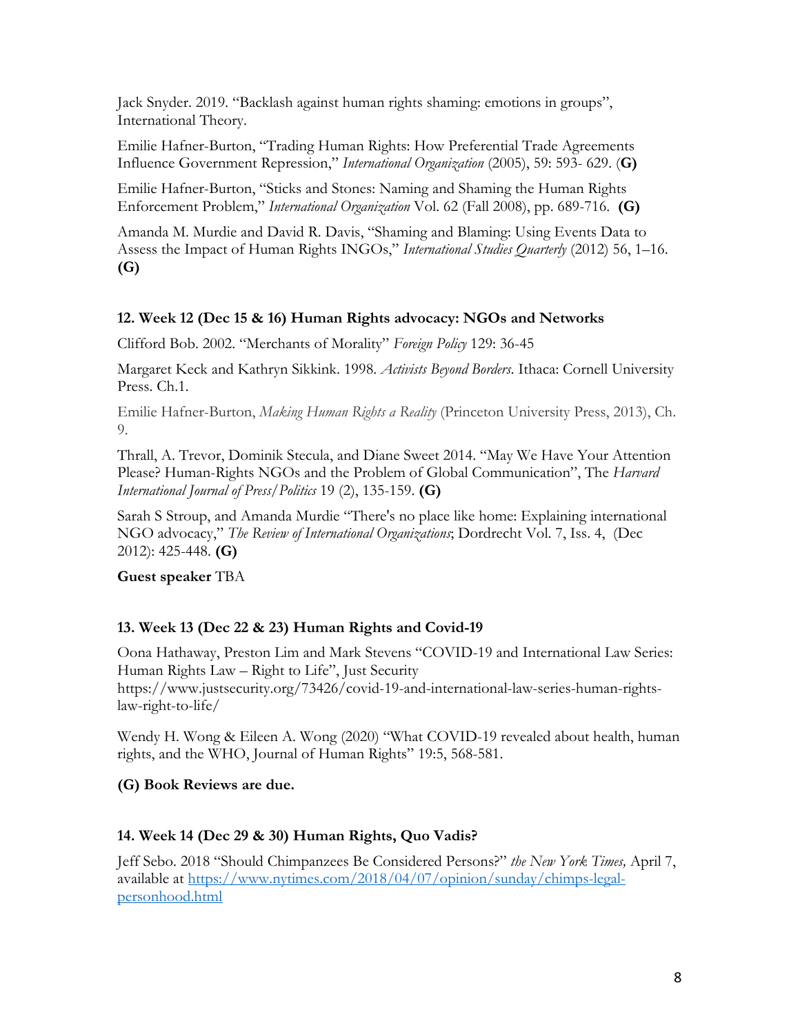Jack Snyder. 2019. "Backlash against human rights shaming: emotions in groups", International Theory.

Emilie Hafner-Burton, "Trading Human Rights: How Preferential Trade Agreements Influence Government Repression," *International Organization* (2005), 59: 593- 629. (**G)**

Emilie Hafner-Burton, "Sticks and Stones: Naming and Shaming the Human Rights Enforcement Problem," *International Organization* Vol. 62 (Fall 2008), pp. 689-716. **(G)**

Amanda M. Murdie and David R. Davis, "Shaming and Blaming: Using Events Data to Assess the Impact of Human Rights INGOs," *International Studies Quarterly* (2012) 56, 1–16. **(G)**

### 12. Week 12 (Dec 15 & 16) Human Rights advocacy: NGOs and Networks

Clifford Bob. 2002. "Merchants of Morality" *Foreign Policy* 129: 36-45

Margaret Keck and Kathryn Sikkink. 1998. *Activists Beyond Borders.* Ithaca: Cornell University Press. Ch.1.

Emilie Hafner-Burton, *Making Human Rights a Reality* (Princeton University Press, 2013), Ch. 9.

Thrall, A. Trevor, Dominik Stecula, and Diane Sweet 2014. "May We Have Your Attention Please? Human-Rights NGOs and the Problem of Global Communication", The *Harvard International Journal of Press/Politics* 19 (2), 135-159. **(G)**

Sarah S Stroup, and Amanda Murdie "There's no place like home: Explaining international NGO advocacy," *The Review of International Organizations*; Dordrecht Vol. 7, Iss. 4, (Dec 2012): 425-448. **(G)**

**Guest speaker** TBA

### 13. Week 13 (Dec 22 & 23) Human Rights and Covid-19

Oona Hathaway, Preston Lim and Mark Stevens "COVID-19 and International Law Series: Human Rights Law – Right to Life", Just Security https://www.justsecurity.org/73426/covid-19-and-international-law-series-human-rights-law-right-to-life/

Wendy H. Wong & Eileen A. Wong (2020) "What COVID-19 revealed about health, human rights, and the WHO, Journal of Human Rights" 19:5, 568-581.

**(G) Book Reviews are due.**

### 14. Week 14 (Dec 29 & 30) Human Rights, Quo Vadis?

Jeff Sebo. 2018 "Should Chimpanzees Be Considered Persons?" *the New York Times,* April 7, available at [https://www.nytimes.com/2018/04/07/opinion/sunday/chimps-legal-personhood.html](https://www.nytimes.com/2018/04/07/opinion/sunday/chimps-legal-personhood.html)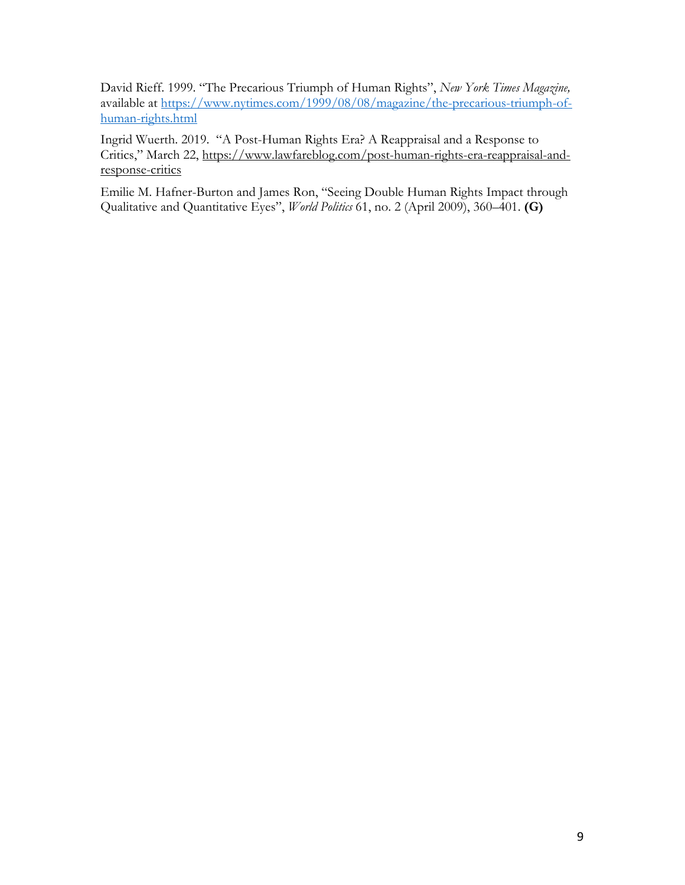David Rieff. 1999. "The Precarious Triumph of Human Rights", *New York Times Magazine,* available at [https://www.nytimes.com/1999/08/08/magazine/the-precarious-triumph-of-human-rights.html](https://www.nytimes.com/1999/08/08/magazine/the-precarious-triumph-of-human-rights.html)

Ingrid Wuerth. 2019. "A Post-Human Rights Era? A Reappraisal and a Response to Critics," March 22, https://www.lawfareblog.com/post-human-rights-era-reappraisal-and-response-critics

Emilie M. Hafner-Burton and James Ron, "Seeing Double Human Rights Impact through Qualitative and Quantitative Eyes", *World Politics* 61, no. 2 (April 2009), 360–401. **(G)**